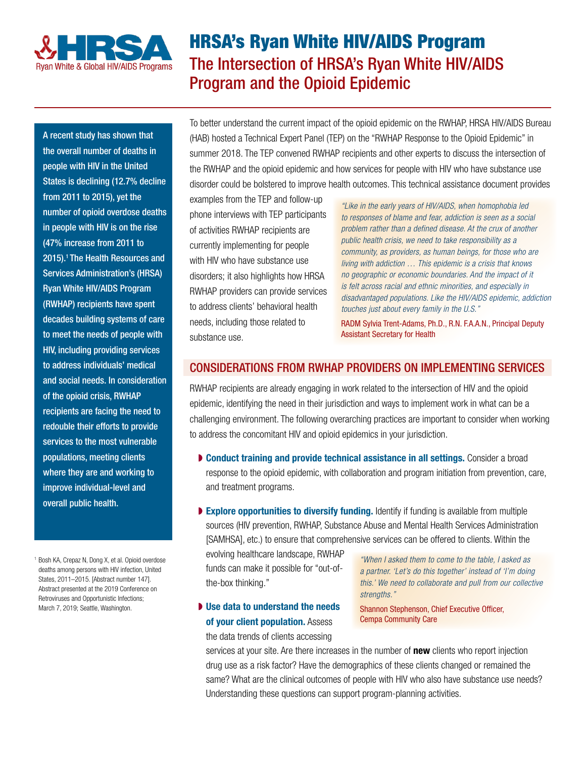# HRSA's Ryan White HIV/AIDS Program

## The Intersection of HRSA's Ryan White HIV/AIDS Program and the Opioid Epidemic

**A recent study has shown that the overall number of deaths in people with HIV in the United States is declining (12.7% decline from 2011 to 2015), yet the number of opioid overdose deaths in people with HIV is on the rise (47% increase from 2011 to 2015).[1] The Health Resources and Services Administration's (HRSA) Ryan White HIV/AIDS Program (RWHAP) recipients have spent decades building systems of care to meet the needs of people with HIV, including providing services to address individuals' medical and social needs. In consideration of the opioid crisis, RWHAP recipients are facing the need to redouble their efforts to provide services to the most vulnerable populations, meeting clients where they are and working to improve individual-level and overall public health.**

[1] Bosh KA, Crepaz N, Dong X, et al. Opioid overdose deaths among persons with HIV infection, United States, 2011–2015. [Abstract number 147]. Abstract presented at the 2019 Conference on Retroviruses and Opportunistic Infections; March 7, 2019; Seattle, Washington.

To better understand the current impact of the opioid epidemic on the RWHAP, HRSA HIV/AIDS Bureau (HAB) hosted a Technical Expert Panel (TEP) on the "RWHAP Response to the Opioid Epidemic" in summer 2018. The TEP convened RWHAP recipients and other experts to discuss the intersection of the RWHAP and the opioid epidemic and how services for people with HIV who have substance use disorder could be bolstered to improve health outcomes. This technical assistance document provides examples from the TEP and follow-up phone interviews with TEP participants of activities RWHAP recipients are currently implementing for people with HIV who have substance use disorders; it also highlights how HRSA RWHAP providers can provide services to address clients' behavioral health needs, including those related to substance use.

> *"Like in the early years of HIV/AIDS, when homophobia led to responses of blame and fear, addiction is seen as a social problem rather than a defined disease. At the crux of another public health crisis, we need to take responsibility as a community, as providers, as human beings, for those who are living with addiction … This epidemic is a crisis that knows no geographic or economic boundaries. And the impact of it is felt across racial and ethnic minorities, and especially in disadvantaged populations. Like the HIV/AIDS epidemic, addiction touches just about every family in the U.S."*
>
> RADM Sylvia Trent-Adams, Ph.D., R.N. F.A.A.N., Principal Deputy Assistant Secretary for Health

## CONSIDERATIONS FROM RWHAP PROVIDERS ON IMPLEMENTING SERVICES

RWHAP recipients are already engaging in work related to the intersection of HIV and the opioid epidemic, identifying the need in their jurisdiction and ways to implement work in what can be a challenging environment. The following overarching practices are important to consider when working to address the concomitant HIV and opioid epidemics in your jurisdiction.

- **Conduct training and provide technical assistance in all settings.** Consider a broad response to the opioid epidemic, with collaboration and program initiation from prevention, care, and treatment programs.
- **Explore opportunities to diversify funding.** Identify if funding is available from multiple sources (HIV prevention, RWHAP, Substance Abuse and Mental Health Services Administration [SAMHSA], etc.) to ensure that comprehensive services can be offered to clients. Within the evolving healthcare landscape, RWHAP funds can make it possible for "out-of-the-box thinking."
- **Use data to understand the needs of your client population.** Assess the data trends of clients accessing services at your site. Are there increases in the number of **new** clients who report injection drug use as a risk factor? Have the demographics of these clients changed or remained the same? What are the clinical outcomes of people with HIV who also have substance use needs? Understanding these questions can support program-planning activities.

> *"When I asked them to come to the table, I asked as a partner. 'Let's do this together' instead of 'I'm doing this.' We need to collaborate and pull from our collective strengths."*
>
> Shannon Stephenson, Chief Executive Officer, Cempa Community Care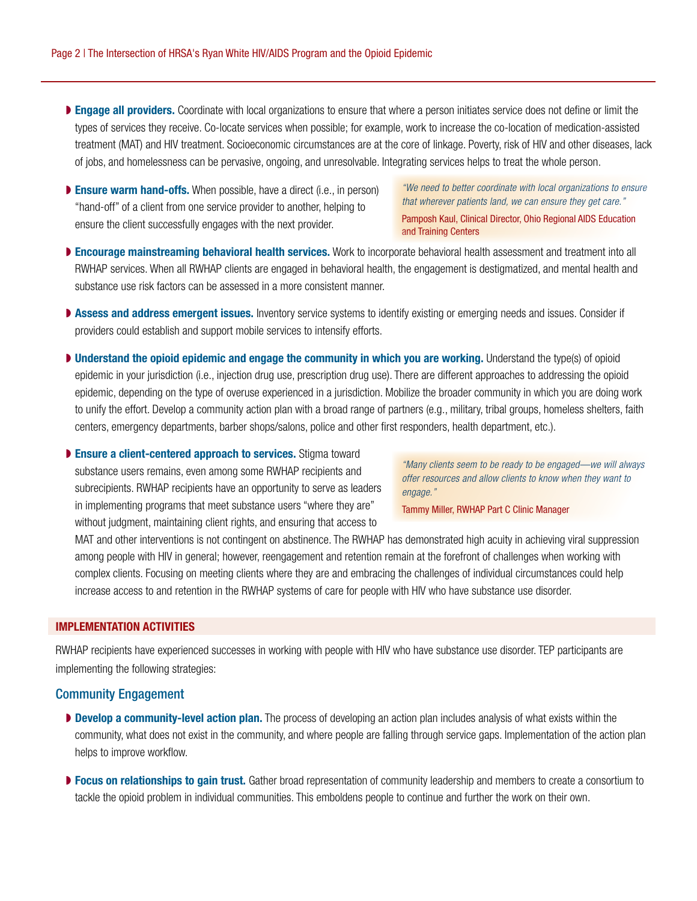- **Engage all providers.** Coordinate with local organizations to ensure that where a person initiates service does not define or limit the types of services they receive. Co-locate services when possible; for example, work to increase the co-location of medication-assisted treatment (MAT) and HIV treatment. Socioeconomic circumstances are at the core of linkage. Poverty, risk of HIV and other diseases, lack of jobs, and homelessness can be pervasive, ongoing, and unresolvable. Integrating services helps to treat the whole person.

- **Ensure warm hand-offs.** When possible, have a direct (i.e., in person) "hand-off" of a client from one service provider to another, helping to ensure the client successfully engages with the next provider.

> *"We need to better coordinate with local organizations to ensure that wherever patients land, we can ensure they get care."*
>
> Pamposh Kaul, Clinical Director, Ohio Regional AIDS Education and Training Centers

- **Encourage mainstreaming behavioral health services.** Work to incorporate behavioral health assessment and treatment into all RWHAP services. When all RWHAP clients are engaged in behavioral health, the engagement is destigmatized, and mental health and substance use risk factors can be assessed in a more consistent manner.

- **Assess and address emergent issues.** Inventory service systems to identify existing or emerging needs and issues. Consider if providers could establish and support mobile services to intensify efforts.

- **Understand the opioid epidemic and engage the community in which you are working.** Understand the type(s) of opioid epidemic in your jurisdiction (i.e., injection drug use, prescription drug use). There are different approaches to addressing the opioid epidemic, depending on the type of overuse experienced in a jurisdiction. Mobilize the broader community in which you are doing work to unify the effort. Develop a community action plan with a broad range of partners (e.g., military, tribal groups, homeless shelters, faith centers, emergency departments, barber shops/salons, police and other first responders, health department, etc.).

- **Ensure a client-centered approach to services.** Stigma toward substance users remains, even among some RWHAP recipients and subrecipients. RWHAP recipients have an opportunity to serve as leaders in implementing programs that meet substance users "where they are" without judgment, maintaining client rights, and ensuring that access to MAT and other interventions is not contingent on abstinence. The RWHAP has demonstrated high acuity in achieving viral suppression among people with HIV in general; however, reengagement and retention remain at the forefront of challenges when working with complex clients. Focusing on meeting clients where they are and embracing the challenges of individual circumstances could help increase access to and retention in the RWHAP systems of care for people with HIV who have substance use disorder.

> *"Many clients seem to be ready to be engaged—we will always offer resources and allow clients to know when they want to engage."*
>
> Tammy Miller, RWHAP Part C Clinic Manager

## IMPLEMENTATION ACTIVITIES

RWHAP recipients have experienced successes in working with people with HIV who have substance use disorder. TEP participants are implementing the following strategies:

### Community Engagement

- **Develop a community-level action plan.** The process of developing an action plan includes analysis of what exists within the community, what does not exist in the community, and where people are falling through service gaps. Implementation of the action plan helps to improve workflow.

- **Focus on relationships to gain trust.** Gather broad representation of community leadership and members to create a consortium to tackle the opioid problem in individual communities. This emboldens people to continue and further the work on their own.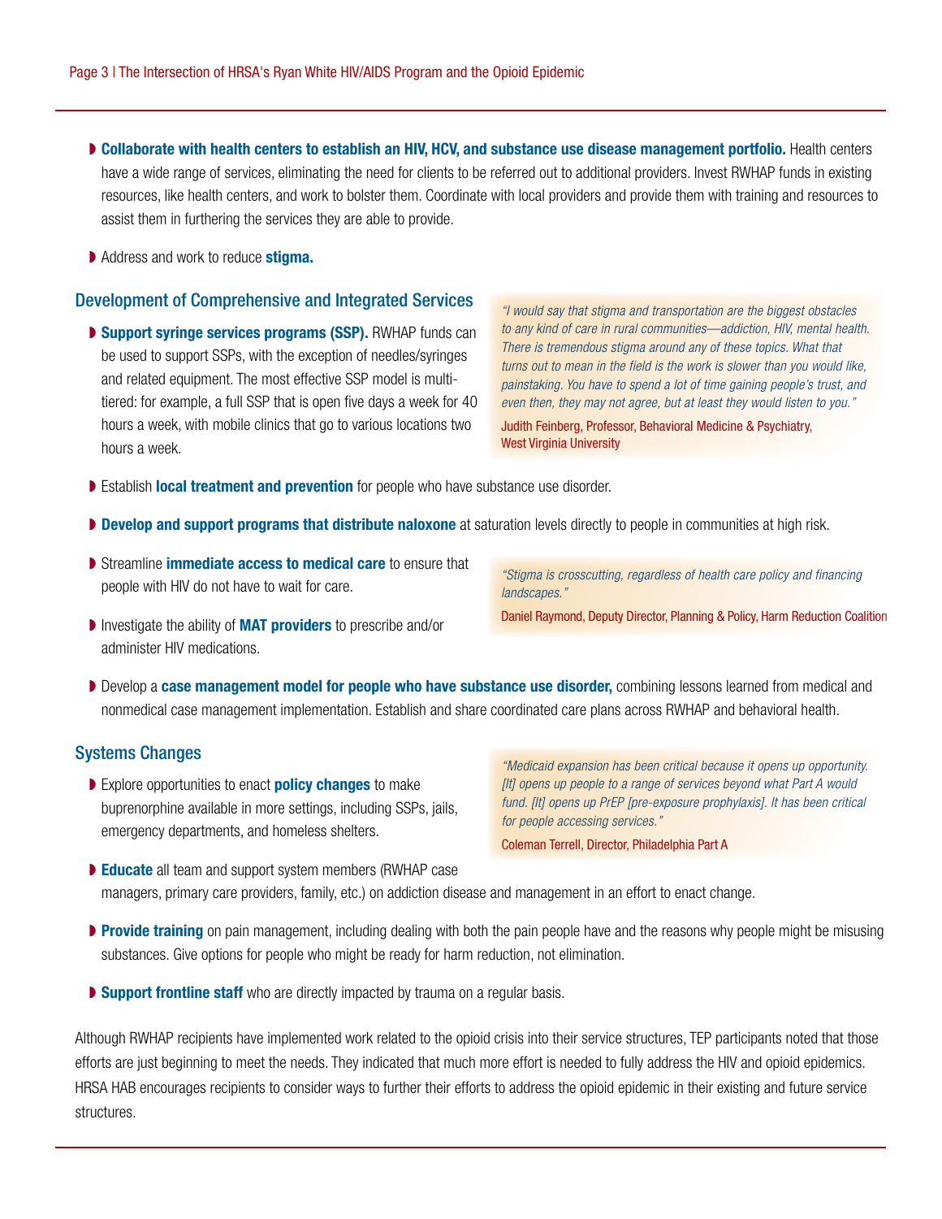- **Collaborate with health centers to establish an HIV, HCV, and substance use disease management portfolio.** Health centers have a wide range of services, eliminating the need for clients to be referred out to additional providers. Invest RWHAP funds in existing resources, like health centers, and work to bolster them. Coordinate with local providers and provide them with training and resources to assist them in furthering the services they are able to provide.
- Address and work to reduce **stigma.**

## Development of Comprehensive and Integrated Services

- **Support syringe services programs (SSP).** RWHAP funds can be used to support SSPs, with the exception of needles/syringes and related equipment. The most effective SSP model is multi-tiered: for example, a full SSP that is open five days a week for 40 hours a week, with mobile clinics that go to various locations two hours a week.

> *"I would say that stigma and transportation are the biggest obstacles to any kind of care in rural communities—addiction, HIV, mental health. There is tremendous stigma around any of these topics. What that turns out to mean in the field is the work is slower than you would like, painstaking. You have to spend a lot of time gaining people's trust, and even then, they may not agree, but at least they would listen to you."*
>
> Judith Feinberg, Professor, Behavioral Medicine & Psychiatry, West Virginia University

- Establish **local treatment and prevention** for people who have substance use disorder.
- **Develop and support programs that distribute naloxone** at saturation levels directly to people in communities at high risk.
- Streamline **immediate access to medical care** to ensure that people with HIV do not have to wait for care.
- Investigate the ability of **MAT providers** to prescribe and/or administer HIV medications.

> *"Stigma is crosscutting, regardless of health care policy and financing landscapes."*
>
> Daniel Raymond, Deputy Director, Planning & Policy, Harm Reduction Coalition

- Develop a **case management model for people who have substance use disorder,** combining lessons learned from medical and nonmedical case management implementation. Establish and share coordinated care plans across RWHAP and behavioral health.

## Systems Changes

- Explore opportunities to enact **policy changes** to make buprenorphine available in more settings, including SSPs, jails, emergency departments, and homeless shelters.

> *"Medicaid expansion has been critical because it opens up opportunity. [It] opens up people to a range of services beyond what Part A would fund. [It] opens up PrEP [pre-exposure prophylaxis]. It has been critical for people accessing services."*
>
> Coleman Terrell, Director, Philadelphia Part A

- **Educate** all team and support system members (RWHAP case managers, primary care providers, family, etc.) on addiction disease and management in an effort to enact change.
- **Provide training** on pain management, including dealing with both the pain people have and the reasons why people might be misusing substances. Give options for people who might be ready for harm reduction, not elimination.
- **Support frontline staff** who are directly impacted by trauma on a regular basis.

Although RWHAP recipients have implemented work related to the opioid crisis into their service structures, TEP participants noted that those efforts are just beginning to meet the needs. They indicated that much more effort is needed to fully address the HIV and opioid epidemics. HRSA HAB encourages recipients to consider ways to further their efforts to address the opioid epidemic in their existing and future service structures.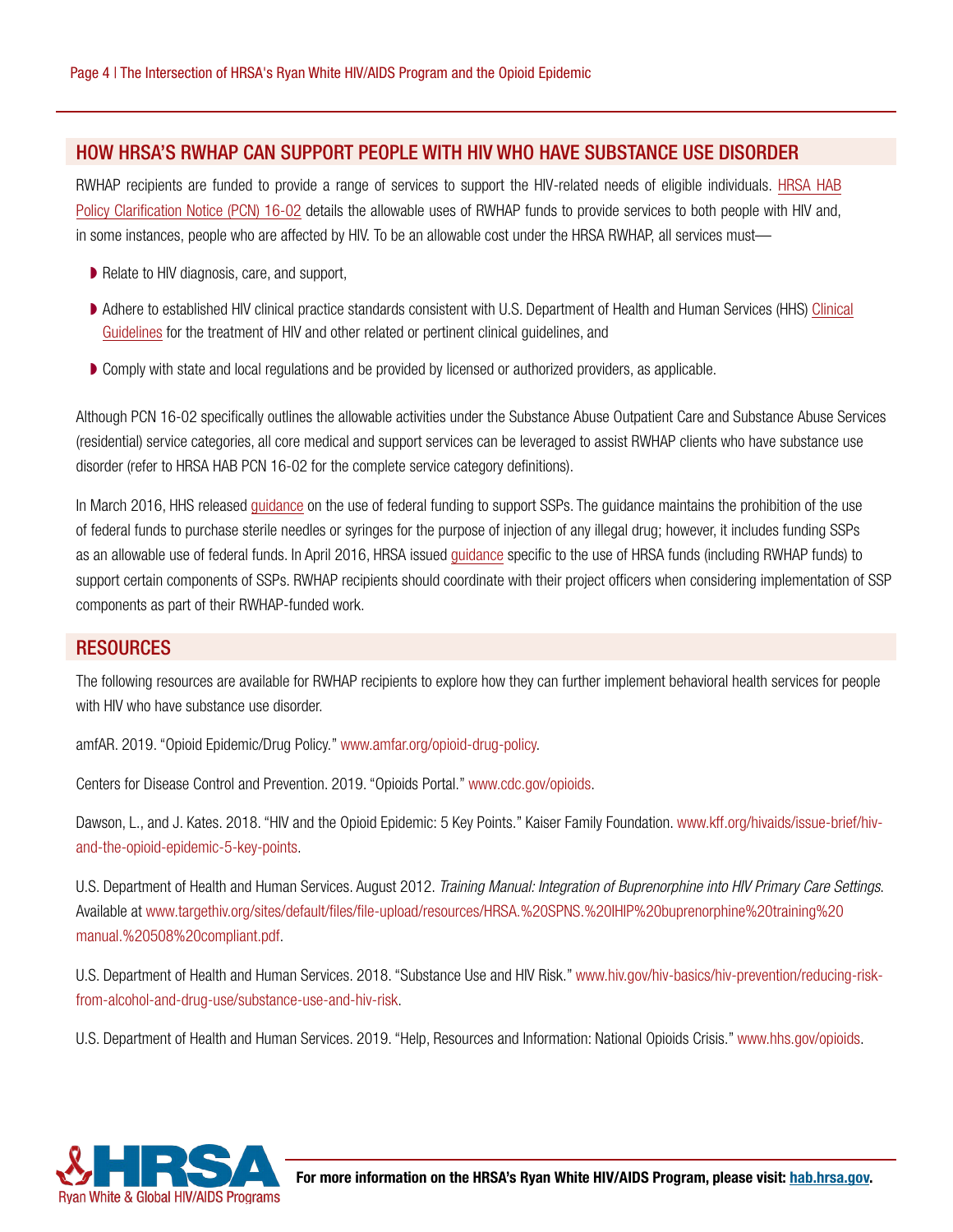## HOW HRSA'S RWHAP CAN SUPPORT PEOPLE WITH HIV WHO HAVE SUBSTANCE USE DISORDER

RWHAP recipients are funded to provide a range of services to support the HIV-related needs of eligible individuals. HRSA HAB Policy Clarification Notice (PCN) 16-02 details the allowable uses of RWHAP funds to provide services to both people with HIV and, in some instances, people who are affected by HIV. To be an allowable cost under the HRSA RWHAP, all services must—

- Relate to HIV diagnosis, care, and support,
- Adhere to established HIV clinical practice standards consistent with U.S. Department of Health and Human Services (HHS) Clinical Guidelines for the treatment of HIV and other related or pertinent clinical guidelines, and
- Comply with state and local regulations and be provided by licensed or authorized providers, as applicable.

Although PCN 16-02 specifically outlines the allowable activities under the Substance Abuse Outpatient Care and Substance Abuse Services (residential) service categories, all core medical and support services can be leveraged to assist RWHAP clients who have substance use disorder (refer to HRSA HAB PCN 16-02 for the complete service category definitions).

In March 2016, HHS released guidance on the use of federal funding to support SSPs. The guidance maintains the prohibition of the use of federal funds to purchase sterile needles or syringes for the purpose of injection of any illegal drug; however, it includes funding SSPs as an allowable use of federal funds. In April 2016, HRSA issued guidance specific to the use of HRSA funds (including RWHAP funds) to support certain components of SSPs. RWHAP recipients should coordinate with their project officers when considering implementation of SSP components as part of their RWHAP-funded work.

## RESOURCES

The following resources are available for RWHAP recipients to explore how they can further implement behavioral health services for people with HIV who have substance use disorder.

amfAR. 2019. "Opioid Epidemic/Drug Policy." www.amfar.org/opioid-drug-policy.

Centers for Disease Control and Prevention. 2019. "Opioids Portal." www.cdc.gov/opioids.

Dawson, L., and J. Kates. 2018. "HIV and the Opioid Epidemic: 5 Key Points." Kaiser Family Foundation. www.kff.org/hivaids/issue-brief/hiv-and-the-opioid-epidemic-5-key-points.

U.S. Department of Health and Human Services. August 2012. *Training Manual: Integration of Buprenorphine into HIV Primary Care Settings*. Available at www.targethiv.org/sites/default/files/file-upload/resources/HRSA.%20SPNS.%20IHIP%20buprenorphine%20training%20manual.%20508%20compliant.pdf.

U.S. Department of Health and Human Services. 2018. "Substance Use and HIV Risk." www.hiv.gov/hiv-basics/hiv-prevention/reducing-risk-from-alcohol-and-drug-use/substance-use-and-hiv-risk.

U.S. Department of Health and Human Services. 2019. "Help, Resources and Information: National Opioids Crisis." www.hhs.gov/opioids.

HRSA Ryan White & Global HIV/AIDS Programs

**For more information on the HRSA's Ryan White HIV/AIDS Program, please visit: hab.hrsa.gov.**